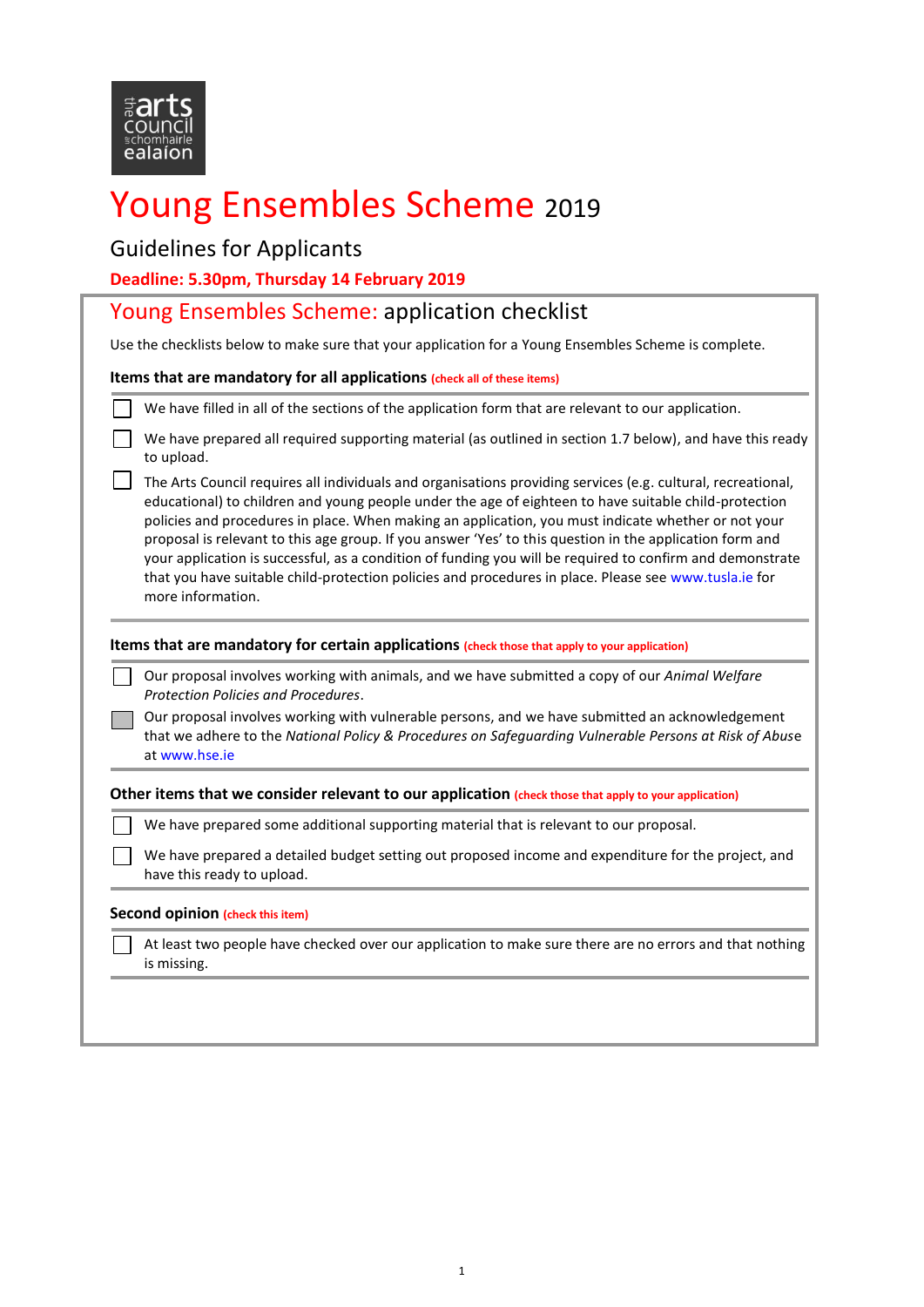# Young Ensembles Scheme 2019

## Guidelines for Applicants

**Deadline: 5.30pm, Thursday 14 February 2019**

## Young Ensembles Scheme: application checklist

Use the checklists below to make sure that your application for a Young Ensembles Scheme is complete.

**Items that are mandatory for all applications** (check all of these items)

- [ ] We have filled in all of the sections of the application form that are relevant to our application.
- [ ] We have prepared all required supporting material (as outlined in section 1.7 below), and have this ready to upload.
- [ ] The Arts Council requires all individuals and organisations providing services (e.g. cultural, recreational, educational) to children and young people under the age of eighteen to have suitable child-protection policies and procedures in place. When making an application, you must indicate whether or not your proposal is relevant to this age group. If you answer 'Yes' to this question in the application form and your application is successful, as a condition of funding you will be required to confirm and demonstrate that you have suitable child-protection policies and procedures in place. Please see www.tusla.ie for more information.

**Items that are mandatory for certain applications** (check those that apply to your application)

- [ ] Our proposal involves working with animals, and we have submitted a copy of our *Animal Welfare Protection Policies and Procedures*.
- [ ] Our proposal involves working with vulnerable persons, and we have submitted an acknowledgement that we adhere to the *National Policy & Procedures on Safeguarding Vulnerable Persons at Risk of Abuse* at www.hse.ie

**Other items that we consider relevant to our application** (check those that apply to your application)

- [ ] We have prepared some additional supporting material that is relevant to our proposal.
- [ ] We have prepared a detailed budget setting out proposed income and expenditure for the project, and have this ready to upload.

**Second opinion** (check this item)

- [ ] At least two people have checked over our application to make sure there are no errors and that nothing is missing.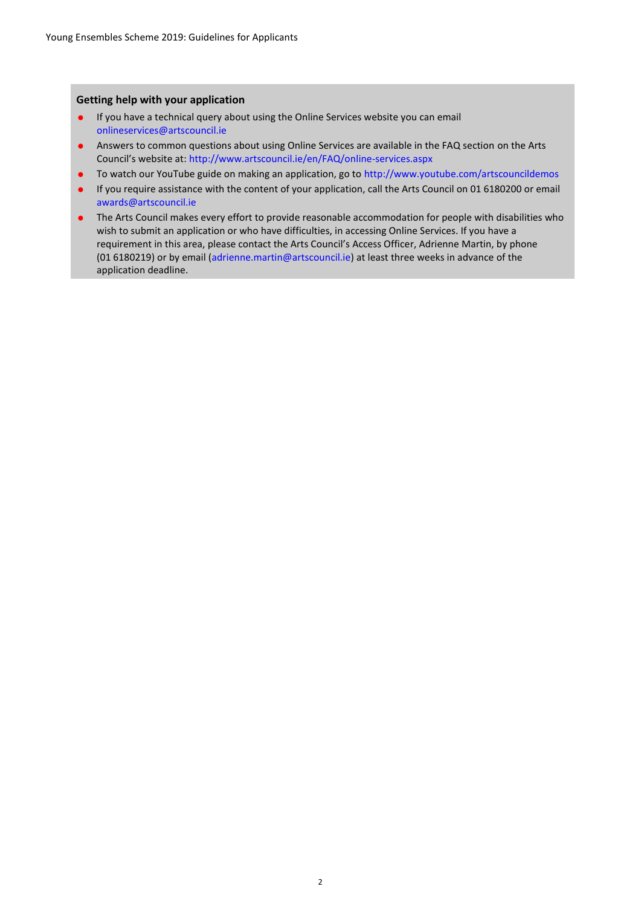## Getting help with your application

- If you have a technical query about using the Online Services website you can email onlineservices@artscouncil.ie
- Answers to common questions about using Online Services are available in the FAQ section on the Arts Council's website at: http://www.artscouncil.ie/en/FAQ/online-services.aspx
- To watch our YouTube guide on making an application, go to http://www.youtube.com/artscouncildemos
- If you require assistance with the content of your application, call the Arts Council on 01 6180200 or email awards@artscouncil.ie
- The Arts Council makes every effort to provide reasonable accommodation for people with disabilities who wish to submit an application or who have difficulties, in accessing Online Services. If you have a requirement in this area, please contact the Arts Council's Access Officer, Adrienne Martin, by phone (01 6180219) or by email (adrienne.martin@artscouncil.ie) at least three weeks in advance of the application deadline.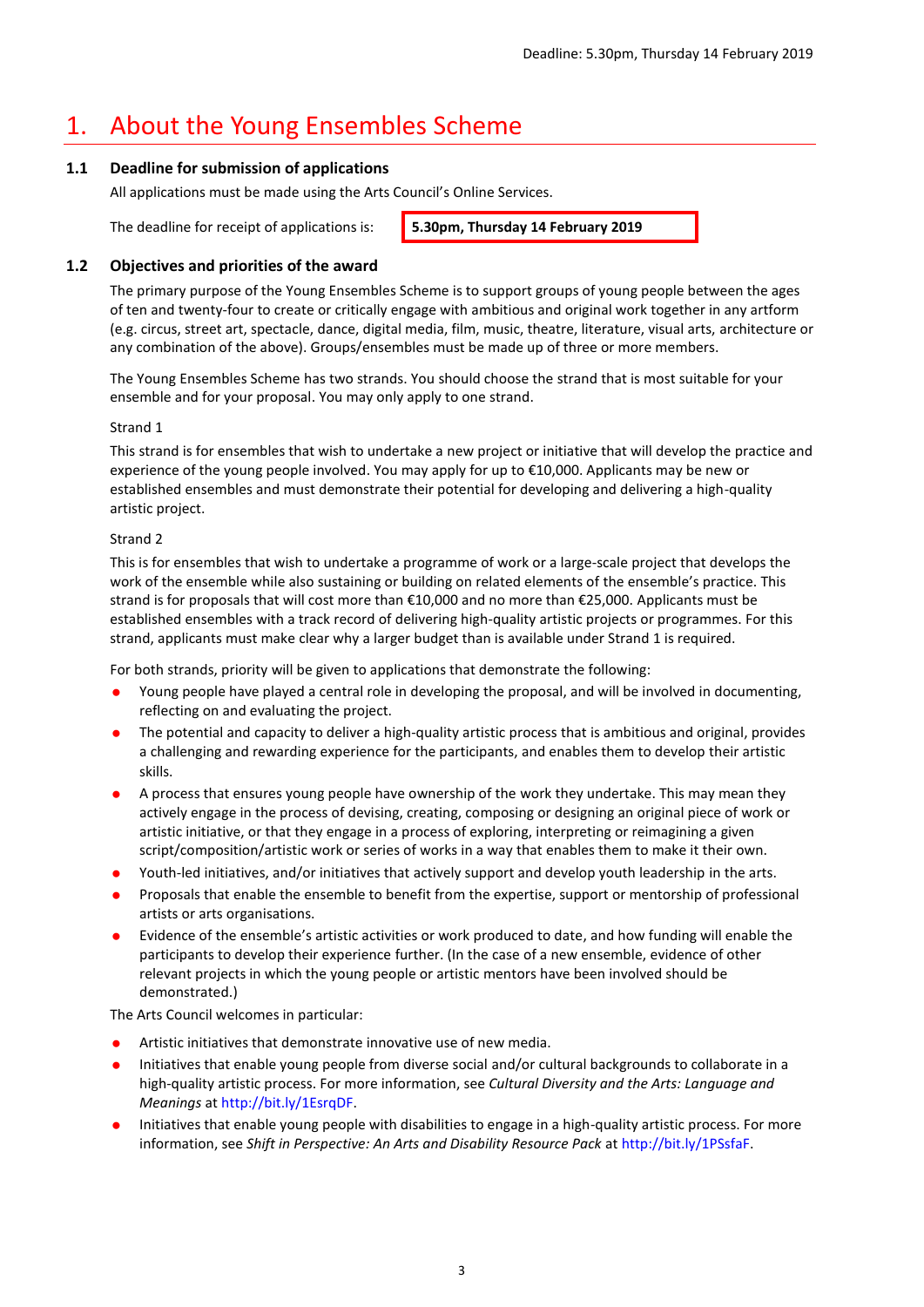# 1. About the Young Ensembles Scheme

### 1.1 Deadline for submission of applications

All applications must be made using the Arts Council's Online Services.

The deadline for receipt of applications is: **5.30pm, Thursday 14 February 2019**

### 1.2 Objectives and priorities of the award

The primary purpose of the Young Ensembles Scheme is to support groups of young people between the ages of ten and twenty-four to create or critically engage with ambitious and original work together in any artform (e.g. circus, street art, spectacle, dance, digital media, film, music, theatre, literature, visual arts, architecture or any combination of the above). Groups/ensembles must be made up of three or more members.

The Young Ensembles Scheme has two strands. You should choose the strand that is most suitable for your ensemble and for your proposal. You may only apply to one strand.

Strand 1

This strand is for ensembles that wish to undertake a new project or initiative that will develop the practice and experience of the young people involved. You may apply for up to €10,000. Applicants may be new or established ensembles and must demonstrate their potential for developing and delivering a high-quality artistic project.

Strand 2

This is for ensembles that wish to undertake a programme of work or a large-scale project that develops the work of the ensemble while also sustaining or building on related elements of the ensemble's practice. This strand is for proposals that will cost more than €10,000 and no more than €25,000. Applicants must be established ensembles with a track record of delivering high-quality artistic projects or programmes. For this strand, applicants must make clear why a larger budget than is available under Strand 1 is required.

For both strands, priority will be given to applications that demonstrate the following:

- Young people have played a central role in developing the proposal, and will be involved in documenting, reflecting on and evaluating the project.
- The potential and capacity to deliver a high-quality artistic process that is ambitious and original, provides a challenging and rewarding experience for the participants, and enables them to develop their artistic skills.
- A process that ensures young people have ownership of the work they undertake. This may mean they actively engage in the process of devising, creating, composing or designing an original piece of work or artistic initiative, or that they engage in a process of exploring, interpreting or reimagining a given script/composition/artistic work or series of works in a way that enables them to make it their own.
- Youth-led initiatives, and/or initiatives that actively support and develop youth leadership in the arts.
- Proposals that enable the ensemble to benefit from the expertise, support or mentorship of professional artists or arts organisations.
- Evidence of the ensemble's artistic activities or work produced to date, and how funding will enable the participants to develop their experience further. (In the case of a new ensemble, evidence of other relevant projects in which the young people or artistic mentors have been involved should be demonstrated.)

The Arts Council welcomes in particular:

- Artistic initiatives that demonstrate innovative use of new media.
- Initiatives that enable young people from diverse social and/or cultural backgrounds to collaborate in a high-quality artistic process. For more information, see *Cultural Diversity and the Arts: Language and Meanings* at http://bit.ly/1EsrqDF.
- Initiatives that enable young people with disabilities to engage in a high-quality artistic process. For more information, see *Shift in Perspective: An Arts and Disability Resource Pack* at http://bit.ly/1PSsfaF.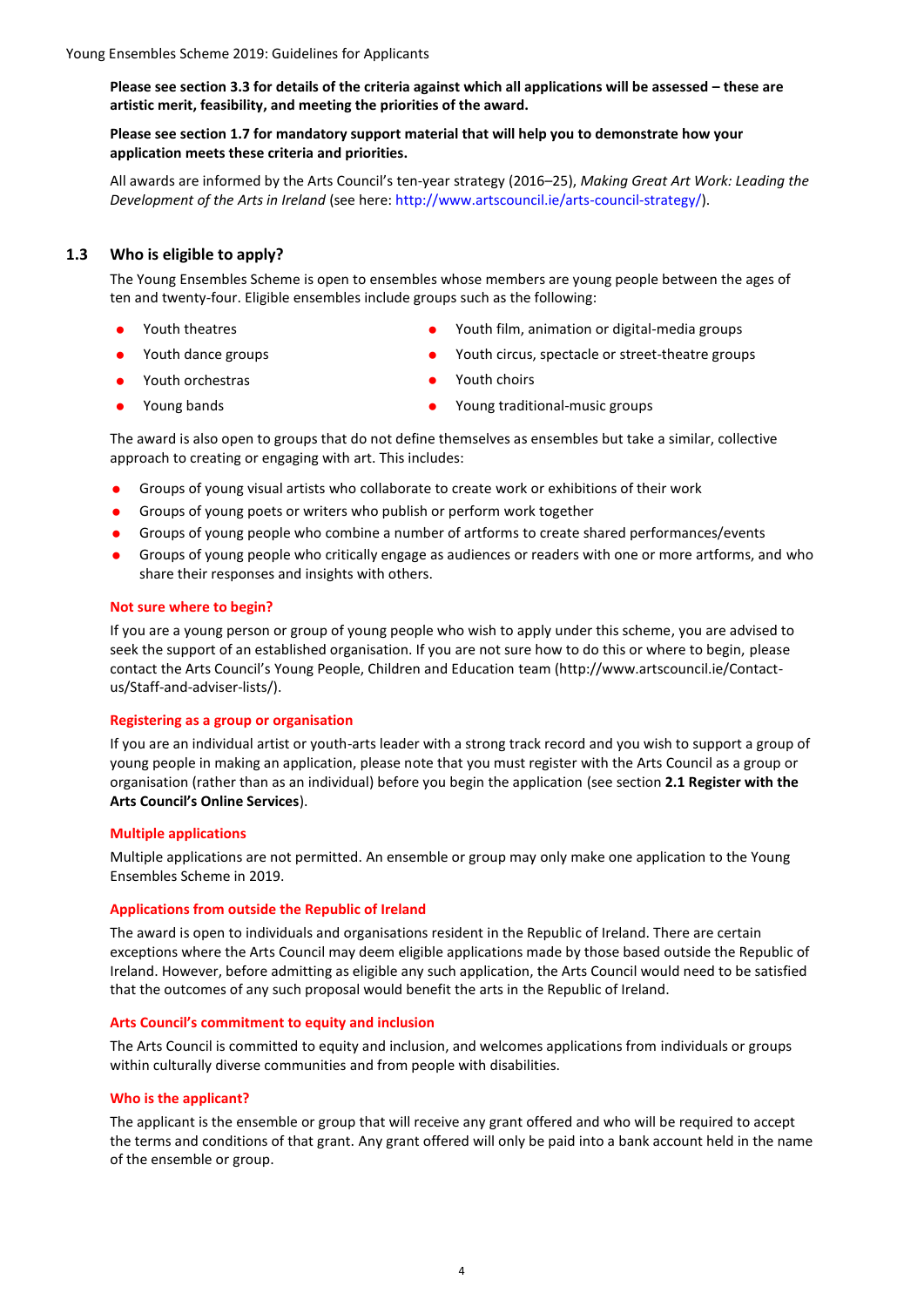**Please see section 3.3 for details of the criteria against which all applications will be assessed – these are artistic merit, feasibility, and meeting the priorities of the award.**

**Please see section 1.7 for mandatory support material that will help you to demonstrate how your application meets these criteria and priorities.**

All awards are informed by the Arts Council's ten-year strategy (2016–25), *Making Great Art Work: Leading the Development of the Arts in Ireland* (see here: http://www.artscouncil.ie/arts-council-strategy/).

## 1.3 Who is eligible to apply?

The Young Ensembles Scheme is open to ensembles whose members are young people between the ages of ten and twenty-four. Eligible ensembles include groups such as the following:

- Youth theatres
- Youth dance groups
- Youth orchestras
- Young bands
- Youth film, animation or digital-media groups
- Youth circus, spectacle or street-theatre groups
- Youth choirs
- Young traditional-music groups

The award is also open to groups that do not define themselves as ensembles but take a similar, collective approach to creating or engaging with art. This includes:

- Groups of young visual artists who collaborate to create work or exhibitions of their work
- Groups of young poets or writers who publish or perform work together
- Groups of young people who combine a number of artforms to create shared performances/events
- Groups of young people who critically engage as audiences or readers with one or more artforms, and who share their responses and insights with others.

#### Not sure where to begin?

If you are a young person or group of young people who wish to apply under this scheme, you are advised to seek the support of an established organisation. If you are not sure how to do this or where to begin, please contact the Arts Council's Young People, Children and Education team (http://www.artscouncil.ie/Contact-us/Staff-and-adviser-lists/).

#### Registering as a group or organisation

If you are an individual artist or youth-arts leader with a strong track record and you wish to support a group of young people in making an application, please note that you must register with the Arts Council as a group or organisation (rather than as an individual) before you begin the application (see section **2.1 Register with the Arts Council's Online Services**).

#### Multiple applications

Multiple applications are not permitted. An ensemble or group may only make one application to the Young Ensembles Scheme in 2019.

#### Applications from outside the Republic of Ireland

The award is open to individuals and organisations resident in the Republic of Ireland. There are certain exceptions where the Arts Council may deem eligible applications made by those based outside the Republic of Ireland. However, before admitting as eligible any such application, the Arts Council would need to be satisfied that the outcomes of any such proposal would benefit the arts in the Republic of Ireland.

#### Arts Council's commitment to equity and inclusion

The Arts Council is committed to equity and inclusion, and welcomes applications from individuals or groups within culturally diverse communities and from people with disabilities.

#### Who is the applicant?

The applicant is the ensemble or group that will receive any grant offered and who will be required to accept the terms and conditions of that grant. Any grant offered will only be paid into a bank account held in the name of the ensemble or group.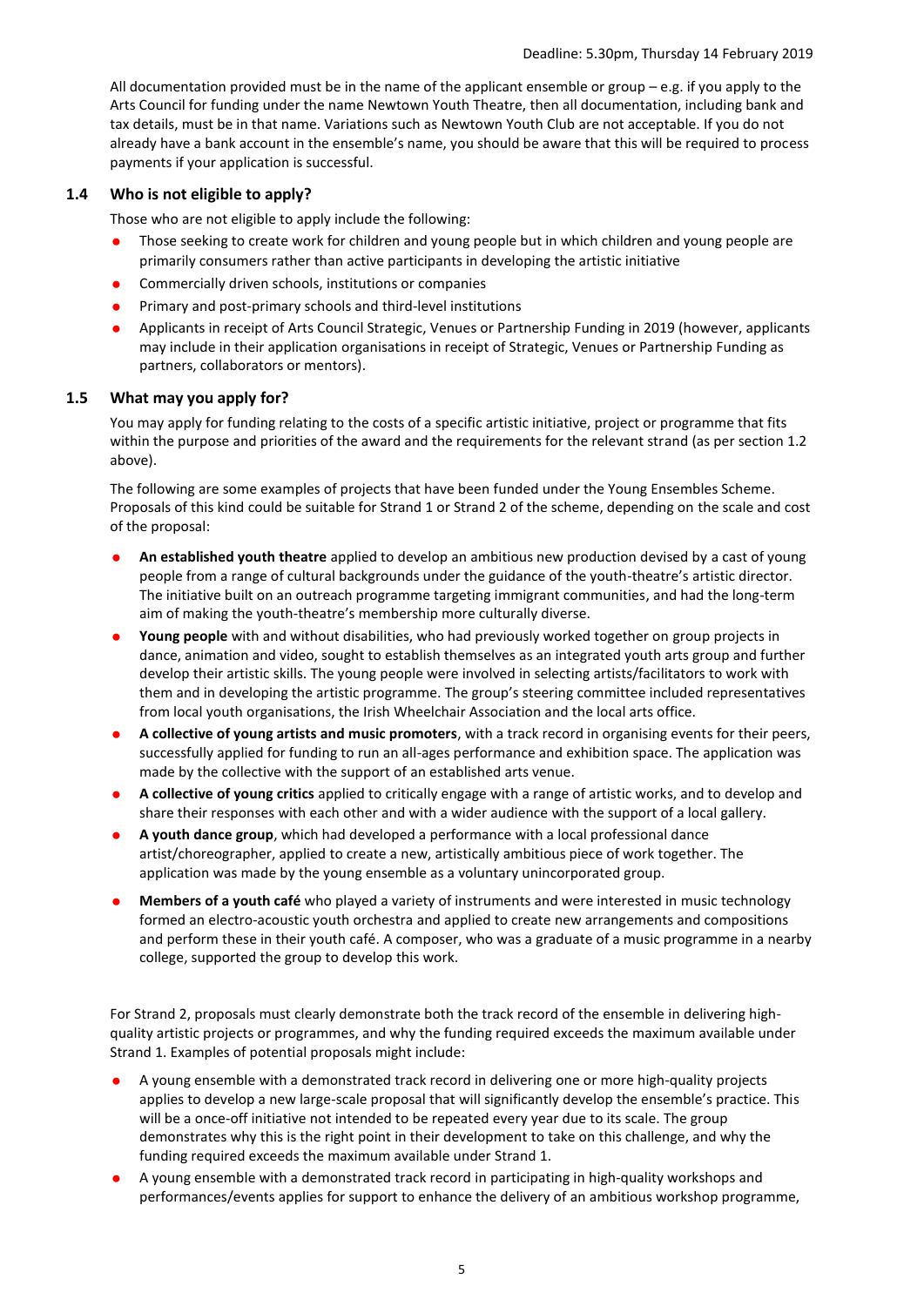All documentation provided must be in the name of the applicant ensemble or group – e.g. if you apply to the Arts Council for funding under the name Newtown Youth Theatre, then all documentation, including bank and tax details, must be in that name. Variations such as Newtown Youth Club are not acceptable. If you do not already have a bank account in the ensemble's name, you should be aware that this will be required to process payments if your application is successful.

### 1.4 Who is not eligible to apply?

Those who are not eligible to apply include the following:

- Those seeking to create work for children and young people but in which children and young people are primarily consumers rather than active participants in developing the artistic initiative
- Commercially driven schools, institutions or companies
- Primary and post-primary schools and third-level institutions
- Applicants in receipt of Arts Council Strategic, Venues or Partnership Funding in 2019 (however, applicants may include in their application organisations in receipt of Strategic, Venues or Partnership Funding as partners, collaborators or mentors).

### 1.5 What may you apply for?

You may apply for funding relating to the costs of a specific artistic initiative, project or programme that fits within the purpose and priorities of the award and the requirements for the relevant strand (as per section 1.2 above).

The following are some examples of projects that have been funded under the Young Ensembles Scheme. Proposals of this kind could be suitable for Strand 1 or Strand 2 of the scheme, depending on the scale and cost of the proposal:

- **An established youth theatre** applied to develop an ambitious new production devised by a cast of young people from a range of cultural backgrounds under the guidance of the youth-theatre's artistic director. The initiative built on an outreach programme targeting immigrant communities, and had the long-term aim of making the youth-theatre's membership more culturally diverse.
- **Young people** with and without disabilities, who had previously worked together on group projects in dance, animation and video, sought to establish themselves as an integrated youth arts group and further develop their artistic skills. The young people were involved in selecting artists/facilitators to work with them and in developing the artistic programme. The group's steering committee included representatives from local youth organisations, the Irish Wheelchair Association and the local arts office.
- **A collective of young artists and music promoters**, with a track record in organising events for their peers, successfully applied for funding to run an all-ages performance and exhibition space. The application was made by the collective with the support of an established arts venue.
- **A collective of young critics** applied to critically engage with a range of artistic works, and to develop and share their responses with each other and with a wider audience with the support of a local gallery.
- **A youth dance group**, which had developed a performance with a local professional dance artist/choreographer, applied to create a new, artistically ambitious piece of work together. The application was made by the young ensemble as a voluntary unincorporated group.
- **Members of a youth café** who played a variety of instruments and were interested in music technology formed an electro-acoustic youth orchestra and applied to create new arrangements and compositions and perform these in their youth café. A composer, who was a graduate of a music programme in a nearby college, supported the group to develop this work.

For Strand 2, proposals must clearly demonstrate both the track record of the ensemble in delivering high-quality artistic projects or programmes, and why the funding required exceeds the maximum available under Strand 1. Examples of potential proposals might include:

- A young ensemble with a demonstrated track record in delivering one or more high-quality projects applies to develop a new large-scale proposal that will significantly develop the ensemble's practice. This will be a once-off initiative not intended to be repeated every year due to its scale. The group demonstrates why this is the right point in their development to take on this challenge, and why the funding required exceeds the maximum available under Strand 1.
- A young ensemble with a demonstrated track record in participating in high-quality workshops and performances/events applies for support to enhance the delivery of an ambitious workshop programme,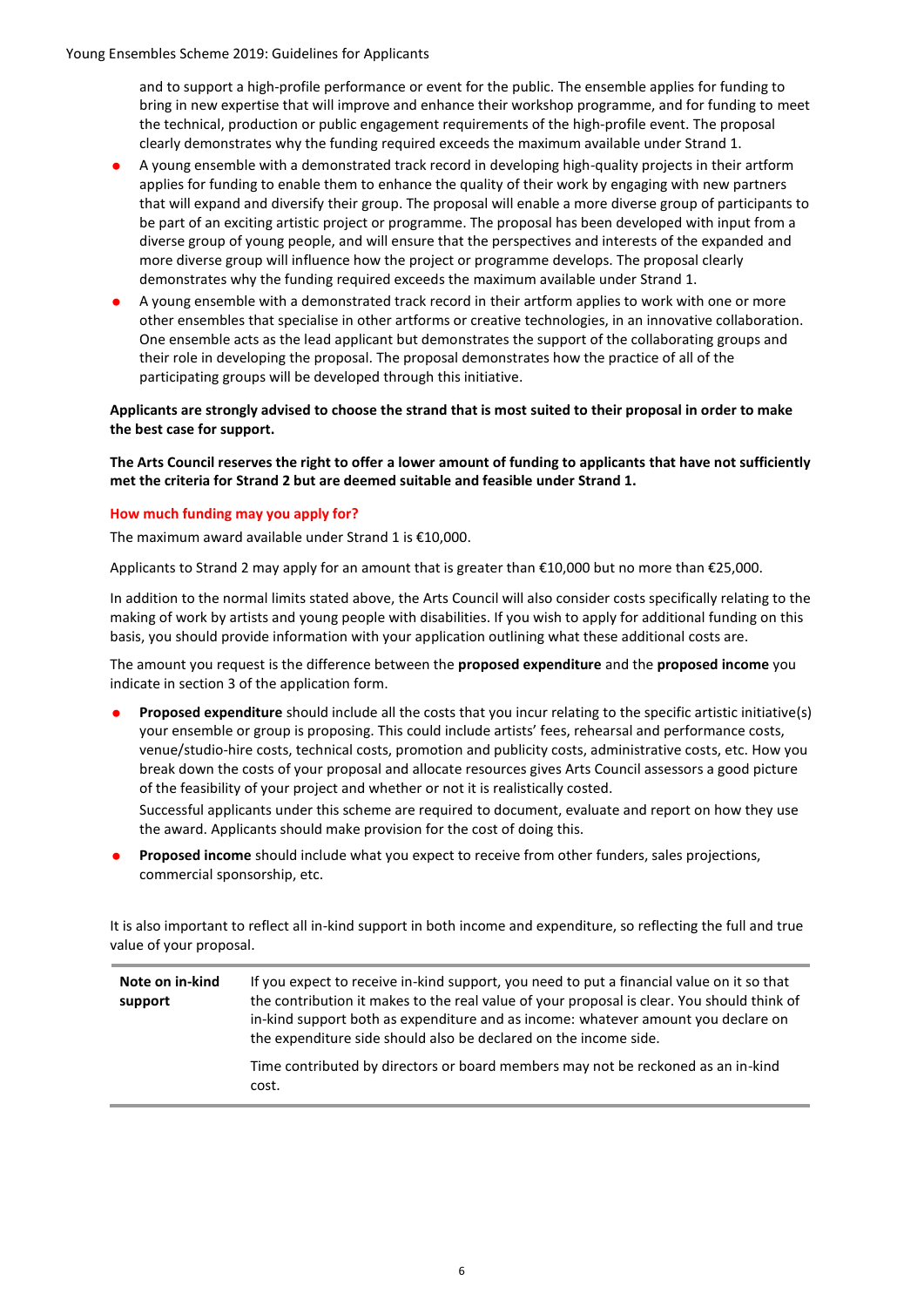and to support a high-profile performance or event for the public. The ensemble applies for funding to bring in new expertise that will improve and enhance their workshop programme, and for funding to meet the technical, production or public engagement requirements of the high-profile event. The proposal clearly demonstrates why the funding required exceeds the maximum available under Strand 1.

- A young ensemble with a demonstrated track record in developing high-quality projects in their artform applies for funding to enable them to enhance the quality of their work by engaging with new partners that will expand and diversify their group. The proposal will enable a more diverse group of participants to be part of an exciting artistic project or programme. The proposal has been developed with input from a diverse group of young people, and will ensure that the perspectives and interests of the expanded and more diverse group will influence how the project or programme develops. The proposal clearly demonstrates why the funding required exceeds the maximum available under Strand 1.
- A young ensemble with a demonstrated track record in their artform applies to work with one or more other ensembles that specialise in other artforms or creative technologies, in an innovative collaboration. One ensemble acts as the lead applicant but demonstrates the support of the collaborating groups and their role in developing the proposal. The proposal demonstrates how the practice of all of the participating groups will be developed through this initiative.

**Applicants are strongly advised to choose the strand that is most suited to their proposal in order to make the best case for support.**

**The Arts Council reserves the right to offer a lower amount of funding to applicants that have not sufficiently met the criteria for Strand 2 but are deemed suitable and feasible under Strand 1.**

### How much funding may you apply for?

The maximum award available under Strand 1 is €10,000.

Applicants to Strand 2 may apply for an amount that is greater than €10,000 but no more than €25,000.

In addition to the normal limits stated above, the Arts Council will also consider costs specifically relating to the making of work by artists and young people with disabilities. If you wish to apply for additional funding on this basis, you should provide information with your application outlining what these additional costs are.

The amount you request is the difference between the **proposed expenditure** and the **proposed income** you indicate in section 3 of the application form.

- **Proposed expenditure** should include all the costs that you incur relating to the specific artistic initiative(s) your ensemble or group is proposing. This could include artists' fees, rehearsal and performance costs, venue/studio-hire costs, technical costs, promotion and publicity costs, administrative costs, etc. How you break down the costs of your proposal and allocate resources gives Arts Council assessors a good picture of the feasibility of your project and whether or not it is realistically costed.

  Successful applicants under this scheme are required to document, evaluate and report on how they use the award. Applicants should make provision for the cost of doing this.

- **Proposed income** should include what you expect to receive from other funders, sales projections, commercial sponsorship, etc.

It is also important to reflect all in-kind support in both income and expenditure, so reflecting the full and true value of your proposal.

| | |
|---|---|
| **Note on in-kind support** | If you expect to receive in-kind support, you need to put a financial value on it so that the contribution it makes to the real value of your proposal is clear. You should think of in-kind support both as expenditure and as income: whatever amount you declare on the expenditure side should also be declared on the income side.<br><br>Time contributed by directors or board members may not be reckoned as an in-kind cost. |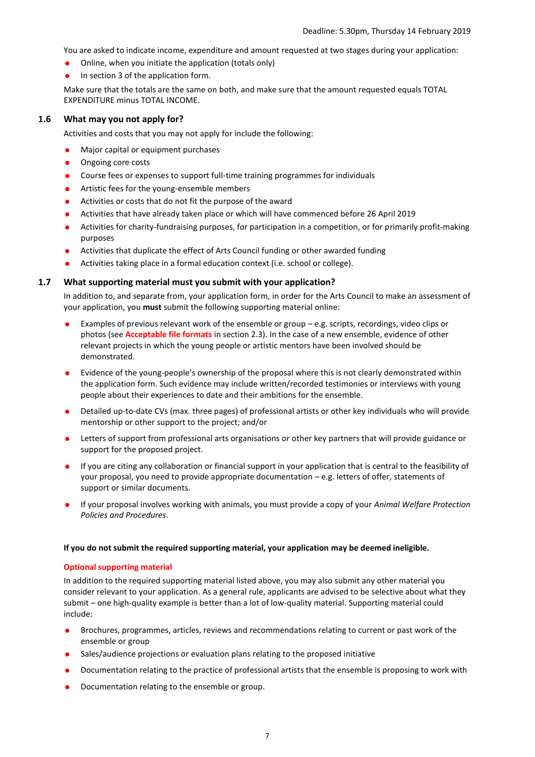You are asked to indicate income, expenditure and amount requested at two stages during your application:

- Online, when you initiate the application (totals only)
- In section 3 of the application form.

Make sure that the totals are the same on both, and make sure that the amount requested equals TOTAL EXPENDITURE minus TOTAL INCOME.

## 1.6 What may you not apply for?

Activities and costs that you may not apply for include the following:

- Major capital or equipment purchases
- Ongoing core costs
- Course fees or expenses to support full-time training programmes for individuals
- Artistic fees for the young-ensemble members
- Activities or costs that do not fit the purpose of the award
- Activities that have already taken place or which will have commenced before 26 April 2019
- Activities for charity-fundraising purposes, for participation in a competition, or for primarily profit-making purposes
- Activities that duplicate the effect of Arts Council funding or other awarded funding
- Activities taking place in a formal education context (i.e. school or college).

## 1.7 What supporting material must you submit with your application?

In addition to, and separate from, your application form, in order for the Arts Council to make an assessment of your application, you **must** submit the following supporting material online:

- Examples of previous relevant work of the ensemble or group – e.g. scripts, recordings, video clips or photos (see **Acceptable file formats** in section 2.3). In the case of a new ensemble, evidence of other relevant projects in which the young people or artistic mentors have been involved should be demonstrated.
- Evidence of the young-people's ownership of the proposal where this is not clearly demonstrated within the application form. Such evidence may include written/recorded testimonies or interviews with young people about their experiences to date and their ambitions for the ensemble.
- Detailed up-to-date CVs (max. three pages) of professional artists or other key individuals who will provide mentorship or other support to the project; and/or
- Letters of support from professional arts organisations or other key partners that will provide guidance or support for the proposed project.
- If you are citing any collaboration or financial support in your application that is central to the feasibility of your proposal, you need to provide appropriate documentation – e.g. letters of offer, statements of support or similar documents.
- If your proposal involves working with animals, you must provide a copy of your *Animal Welfare Protection Policies and Procedures*.

**If you do not submit the required supporting material, your application may be deemed ineligible.**

### Optional supporting material

In addition to the required supporting material listed above, you may also submit any other material you consider relevant to your application. As a general rule, applicants are advised to be selective about what they submit – one high-quality example is better than a lot of low-quality material. Supporting material could include:

- Brochures, programmes, articles, reviews and recommendations relating to current or past work of the ensemble or group
- Sales/audience projections or evaluation plans relating to the proposed initiative
- Documentation relating to the practice of professional artists that the ensemble is proposing to work with
- Documentation relating to the ensemble or group.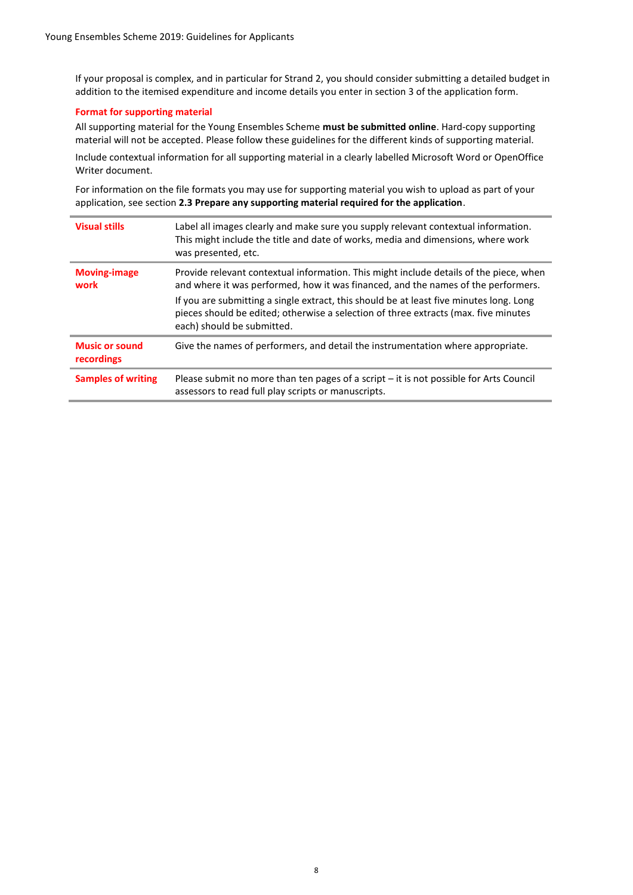If your proposal is complex, and in particular for Strand 2, you should consider submitting a detailed budget in addition to the itemised expenditure and income details you enter in section 3 of the application form.

### Format for supporting material

All supporting material for the Young Ensembles Scheme **must be submitted online**. Hard-copy supporting material will not be accepted. Please follow these guidelines for the different kinds of supporting material.

Include contextual information for all supporting material in a clearly labelled Microsoft Word or OpenOffice Writer document.

For information on the file formats you may use for supporting material you wish to upload as part of your application, see section **2.3 Prepare any supporting material required for the application**.

| | |
|---|---|
| **Visual stills** | Label all images clearly and make sure you supply relevant contextual information. This might include the title and date of works, media and dimensions, where work was presented, etc. |
| **Moving-image work** | Provide relevant contextual information. This might include details of the piece, when and where it was performed, how it was financed, and the names of the performers.<br><br>If you are submitting a single extract, this should be at least five minutes long. Long pieces should be edited; otherwise a selection of three extracts (max. five minutes each) should be submitted. |
| **Music or sound recordings** | Give the names of performers, and detail the instrumentation where appropriate. |
| **Samples of writing** | Please submit no more than ten pages of a script – it is not possible for Arts Council assessors to read full play scripts or manuscripts. |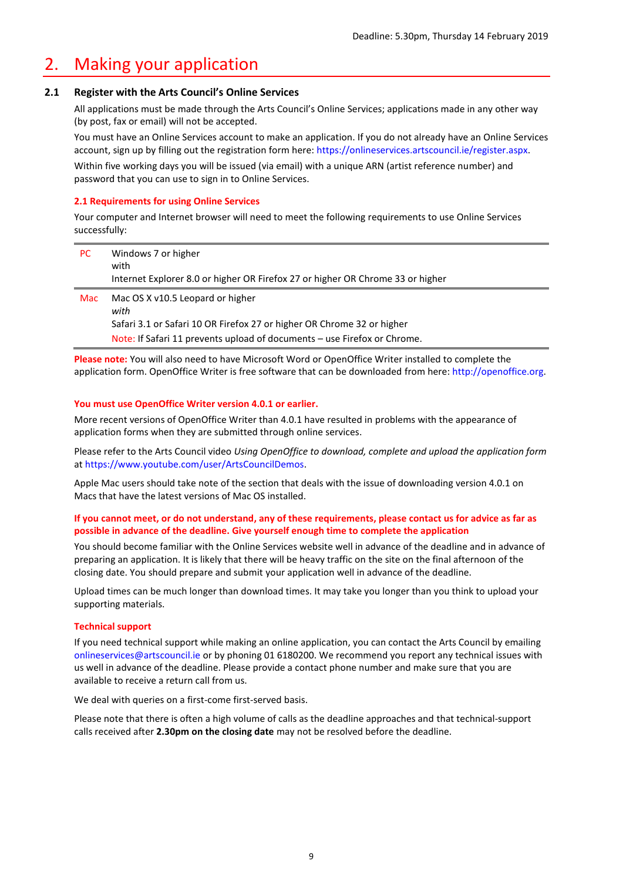# 2. Making your application

## 2.1 Register with the Arts Council's Online Services

All applications must be made through the Arts Council's Online Services; applications made in any other way (by post, fax or email) will not be accepted.

You must have an Online Services account to make an application. If you do not already have an Online Services account, sign up by filling out the registration form here: https://onlineservices.artscouncil.ie/register.aspx.

Within five working days you will be issued (via email) with a unique ARN (artist reference number) and password that you can use to sign in to Online Services.

### 2.1 Requirements for using Online Services

Your computer and Internet browser will need to meet the following requirements to use Online Services successfully:

| | |
|---|---|
| PC | Windows 7 or higher<br>with<br>Internet Explorer 8.0 or higher OR Firefox 27 or higher OR Chrome 33 or higher |
| Mac | Mac OS X v10.5 Leopard or higher<br>*with*<br>Safari 3.1 or Safari 10 OR Firefox 27 or higher OR Chrome 32 or higher<br>Note: If Safari 11 prevents upload of documents – use Firefox or Chrome. |

**Please note:** You will also need to have Microsoft Word or OpenOffice Writer installed to complete the application form. OpenOffice Writer is free software that can be downloaded from here: http://openoffice.org.

**You must use OpenOffice Writer version 4.0.1 or earlier.**

More recent versions of OpenOffice Writer than 4.0.1 have resulted in problems with the appearance of application forms when they are submitted through online services.

Please refer to the Arts Council video *Using OpenOffice to download, complete and upload the application form* at https://www.youtube.com/user/ArtsCouncilDemos.

Apple Mac users should take note of the section that deals with the issue of downloading version 4.0.1 on Macs that have the latest versions of Mac OS installed.

**If you cannot meet, or do not understand, any of these requirements, please contact us for advice as far as possible in advance of the deadline. Give yourself enough time to complete the application**

You should become familiar with the Online Services website well in advance of the deadline and in advance of preparing an application. It is likely that there will be heavy traffic on the site on the final afternoon of the closing date. You should prepare and submit your application well in advance of the deadline.

Upload times can be much longer than download times. It may take you longer than you think to upload your supporting materials.

### Technical support

If you need technical support while making an online application, you can contact the Arts Council by emailing onlineservices@artscouncil.ie or by phoning 01 6180200. We recommend you report any technical issues with us well in advance of the deadline. Please provide a contact phone number and make sure that you are available to receive a return call from us.

We deal with queries on a first-come first-served basis.

Please note that there is often a high volume of calls as the deadline approaches and that technical-support calls received after **2.30pm on the closing date** may not be resolved before the deadline.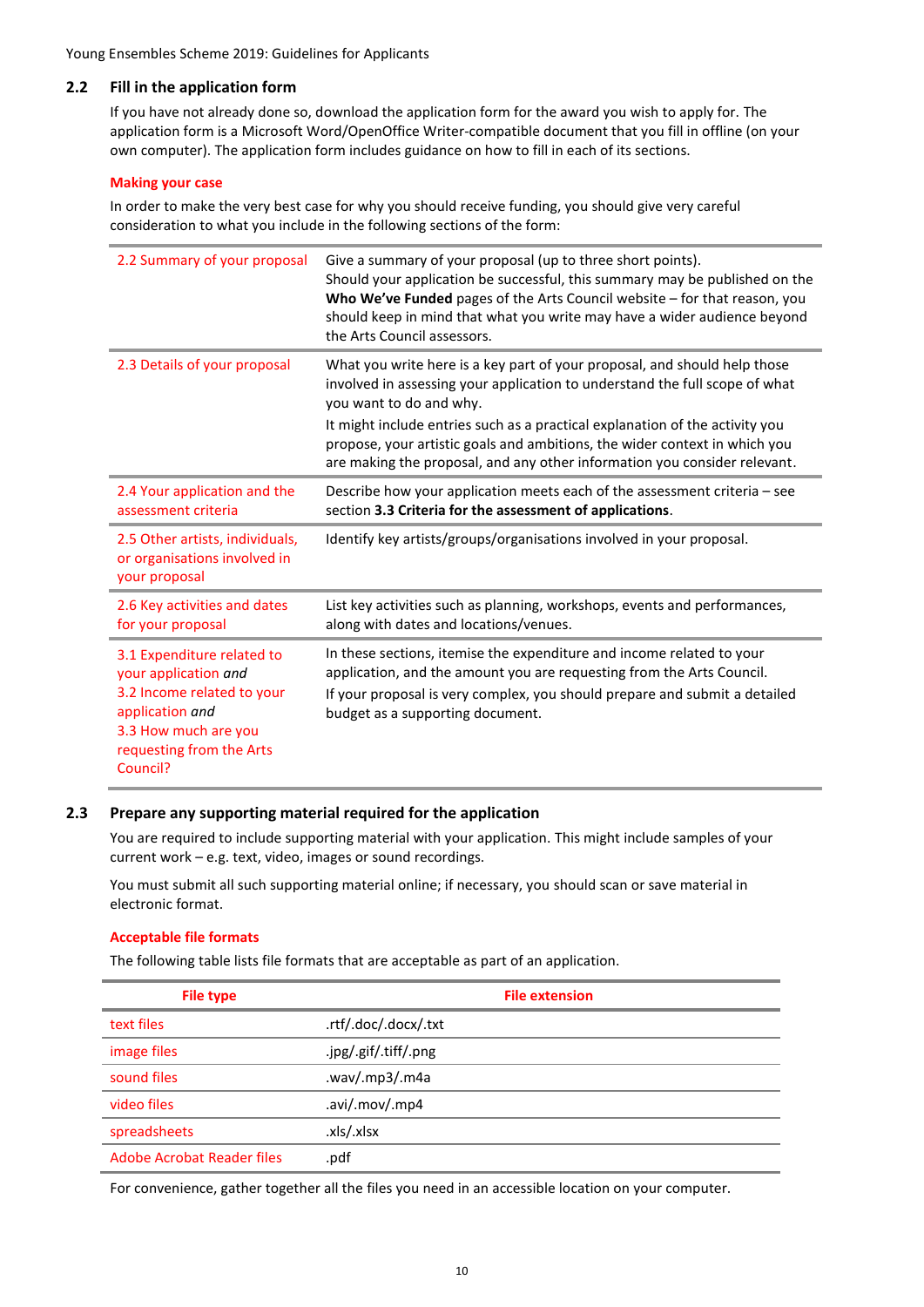## 2.2 Fill in the application form

If you have not already done so, download the application form for the award you wish to apply for. The application form is a Microsoft Word/OpenOffice Writer-compatible document that you fill in offline (on your own computer). The application form includes guidance on how to fill in each of its sections.

### Making your case

In order to make the very best case for why you should receive funding, you should give very careful consideration to what you include in the following sections of the form:

| | |
|---|---|
| 2.2 Summary of your proposal | Give a summary of your proposal (up to three short points). Should your application be successful, this summary may be published on the **Who We've Funded** pages of the Arts Council website – for that reason, you should keep in mind that what you write may have a wider audience beyond the Arts Council assessors. |
| 2.3 Details of your proposal | What you write here is a key part of your proposal, and should help those involved in assessing your application to understand the full scope of what you want to do and why. It might include entries such as a practical explanation of the activity you propose, your artistic goals and ambitions, the wider context in which you are making the proposal, and any other information you consider relevant. |
| 2.4 Your application and the assessment criteria | Describe how your application meets each of the assessment criteria – see section **3.3 Criteria for the assessment of applications**. |
| 2.5 Other artists, individuals, or organisations involved in your proposal | Identify key artists/groups/organisations involved in your proposal. |
| 2.6 Key activities and dates for your proposal | List key activities such as planning, workshops, events and performances, along with dates and locations/venues. |
| 3.1 Expenditure related to your application *and* 3.2 Income related to your application *and* 3.3 How much are you requesting from the Arts Council? | In these sections, itemise the expenditure and income related to your application, and the amount you are requesting from the Arts Council. If your proposal is very complex, you should prepare and submit a detailed budget as a supporting document. |

## 2.3 Prepare any supporting material required for the application

You are required to include supporting material with your application. This might include samples of your current work – e.g. text, video, images or sound recordings.

You must submit all such supporting material online; if necessary, you should scan or save material in electronic format.

### Acceptable file formats

The following table lists file formats that are acceptable as part of an application.

| File type | File extension |
|---|---|
| text files | .rtf/.doc/.docx/.txt |
| image files | .jpg/.gif/.tiff/.png |
| sound files | .wav/.mp3/.m4a |
| video files | .avi/.mov/.mp4 |
| spreadsheets | .xls/.xlsx |
| Adobe Acrobat Reader files | .pdf |

For convenience, gather together all the files you need in an accessible location on your computer.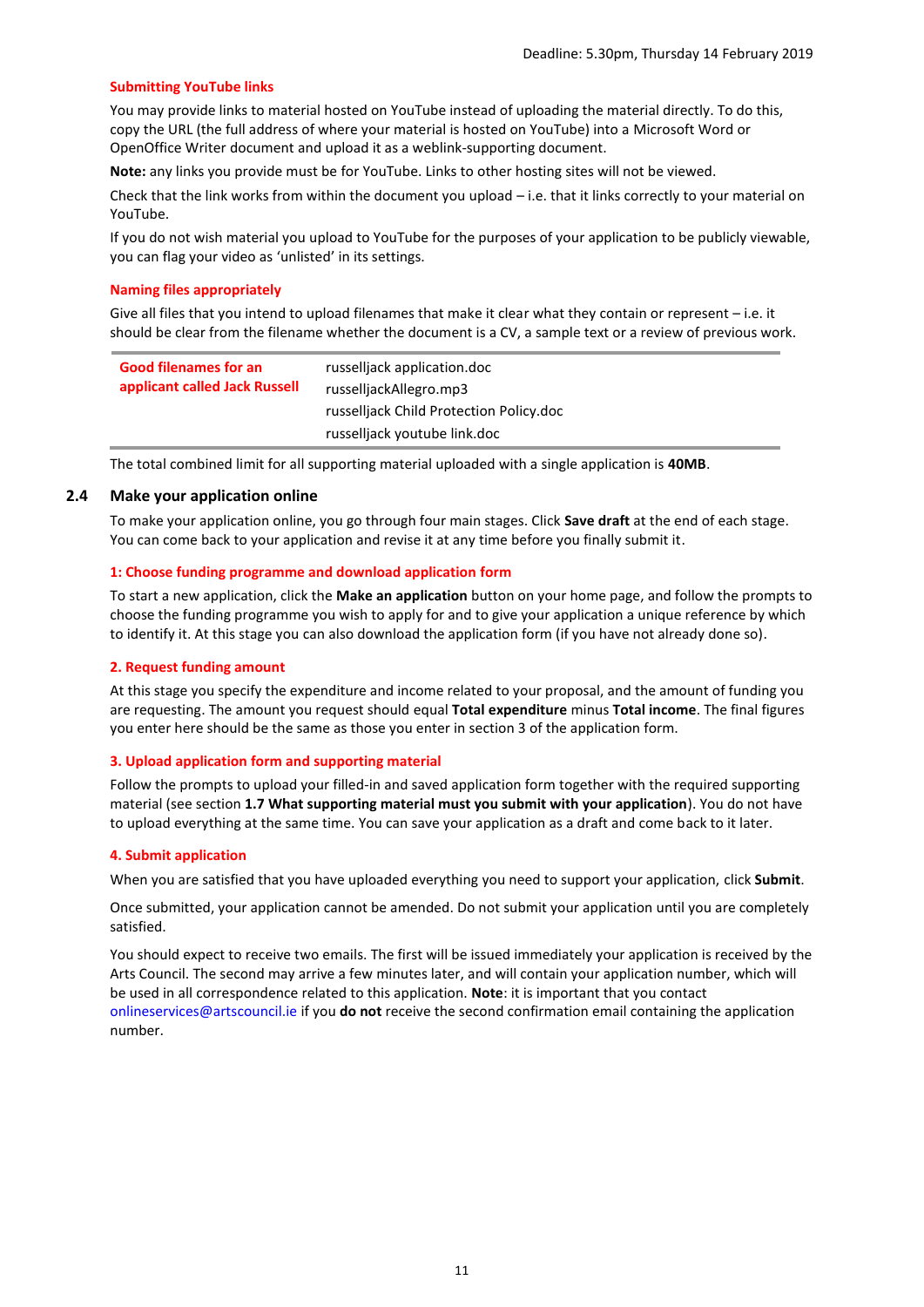### Submitting YouTube links

You may provide links to material hosted on YouTube instead of uploading the material directly. To do this, copy the URL (the full address of where your material is hosted on YouTube) into a Microsoft Word or OpenOffice Writer document and upload it as a weblink-supporting document.

**Note:** any links you provide must be for YouTube. Links to other hosting sites will not be viewed.

Check that the link works from within the document you upload – i.e. that it links correctly to your material on YouTube.

If you do not wish material you upload to YouTube for the purposes of your application to be publicly viewable, you can flag your video as 'unlisted' in its settings.

### Naming files appropriately

Give all files that you intend to upload filenames that make it clear what they contain or represent – i.e. it should be clear from the filename whether the document is a CV, a sample text or a review of previous work.

| Good filenames for an applicant called Jack Russell | |
|---|---|
| | russelljack application.doc |
| | russelljackAllegro.mp3 |
| | russelljack Child Protection Policy.doc |
| | russelljack youtube link.doc |

The total combined limit for all supporting material uploaded with a single application is **40MB**.

## 2.4 Make your application online

To make your application online, you go through four main stages. Click **Save draft** at the end of each stage. You can come back to your application and revise it at any time before you finally submit it.

### 1: Choose funding programme and download application form

To start a new application, click the **Make an application** button on your home page, and follow the prompts to choose the funding programme you wish to apply for and to give your application a unique reference by which to identify it. At this stage you can also download the application form (if you have not already done so).

### 2. Request funding amount

At this stage you specify the expenditure and income related to your proposal, and the amount of funding you are requesting. The amount you request should equal **Total expenditure** minus **Total income**. The final figures you enter here should be the same as those you enter in section 3 of the application form.

### 3. Upload application form and supporting material

Follow the prompts to upload your filled-in and saved application form together with the required supporting material (see section **1.7 What supporting material must you submit with your application**). You do not have to upload everything at the same time. You can save your application as a draft and come back to it later.

### 4. Submit application

When you are satisfied that you have uploaded everything you need to support your application, click **Submit**.

Once submitted, your application cannot be amended. Do not submit your application until you are completely satisfied.

You should expect to receive two emails. The first will be issued immediately your application is received by the Arts Council. The second may arrive a few minutes later, and will contain your application number, which will be used in all correspondence related to this application. **Note**: it is important that you contact onlineservices@artscouncil.ie if you **do not** receive the second confirmation email containing the application number.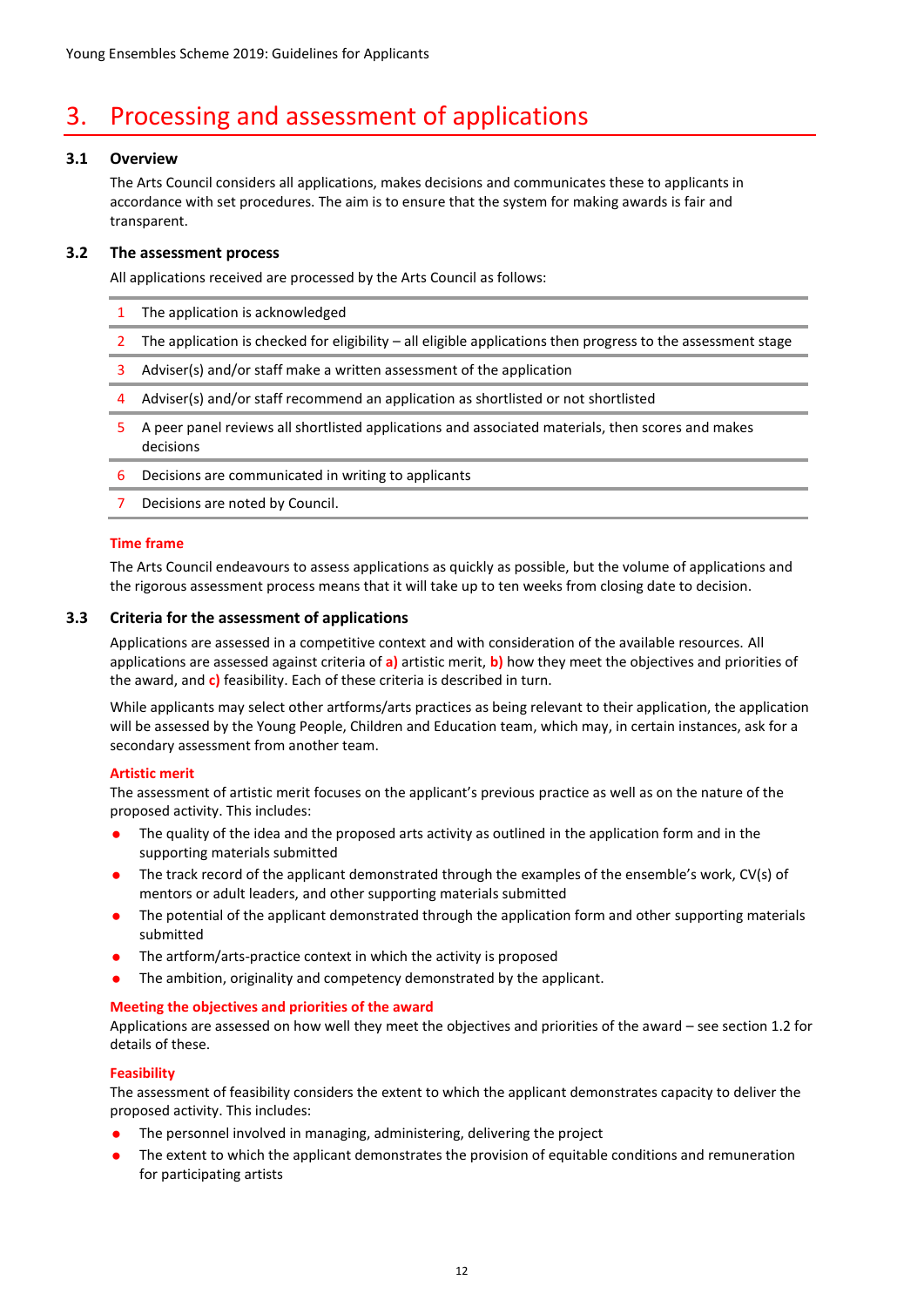# 3. Processing and assessment of applications

## 3.1 Overview

The Arts Council considers all applications, makes decisions and communicates these to applicants in accordance with set procedures. The aim is to ensure that the system for making awards is fair and transparent.

## 3.2 The assessment process

All applications received are processed by the Arts Council as follows:

| | |
|---|---|
| 1 | The application is acknowledged |
| 2 | The application is checked for eligibility – all eligible applications then progress to the assessment stage |
| 3 | Adviser(s) and/or staff make a written assessment of the application |
| 4 | Adviser(s) and/or staff recommend an application as shortlisted or not shortlisted |
| 5 | A peer panel reviews all shortlisted applications and associated materials, then scores and makes decisions |
| 6 | Decisions are communicated in writing to applicants |
| 7 | Decisions are noted by Council. |

### Time frame

The Arts Council endeavours to assess applications as quickly as possible, but the volume of applications and the rigorous assessment process means that it will take up to ten weeks from closing date to decision.

## 3.3 Criteria for the assessment of applications

Applications are assessed in a competitive context and with consideration of the available resources. All applications are assessed against criteria of **a)** artistic merit, **b)** how they meet the objectives and priorities of the award, and **c)** feasibility. Each of these criteria is described in turn.

While applicants may select other artforms/arts practices as being relevant to their application, the application will be assessed by the Young People, Children and Education team, which may, in certain instances, ask for a secondary assessment from another team.

### Artistic merit

The assessment of artistic merit focuses on the applicant's previous practice as well as on the nature of the proposed activity. This includes:

- The quality of the idea and the proposed arts activity as outlined in the application form and in the supporting materials submitted
- The track record of the applicant demonstrated through the examples of the ensemble's work, CV(s) of mentors or adult leaders, and other supporting materials submitted
- The potential of the applicant demonstrated through the application form and other supporting materials submitted
- The artform/arts-practice context in which the activity is proposed
- The ambition, originality and competency demonstrated by the applicant.

### Meeting the objectives and priorities of the award

Applications are assessed on how well they meet the objectives and priorities of the award – see section 1.2 for details of these.

### Feasibility

The assessment of feasibility considers the extent to which the applicant demonstrates capacity to deliver the proposed activity. This includes:

- The personnel involved in managing, administering, delivering the project
- The extent to which the applicant demonstrates the provision of equitable conditions and remuneration for participating artists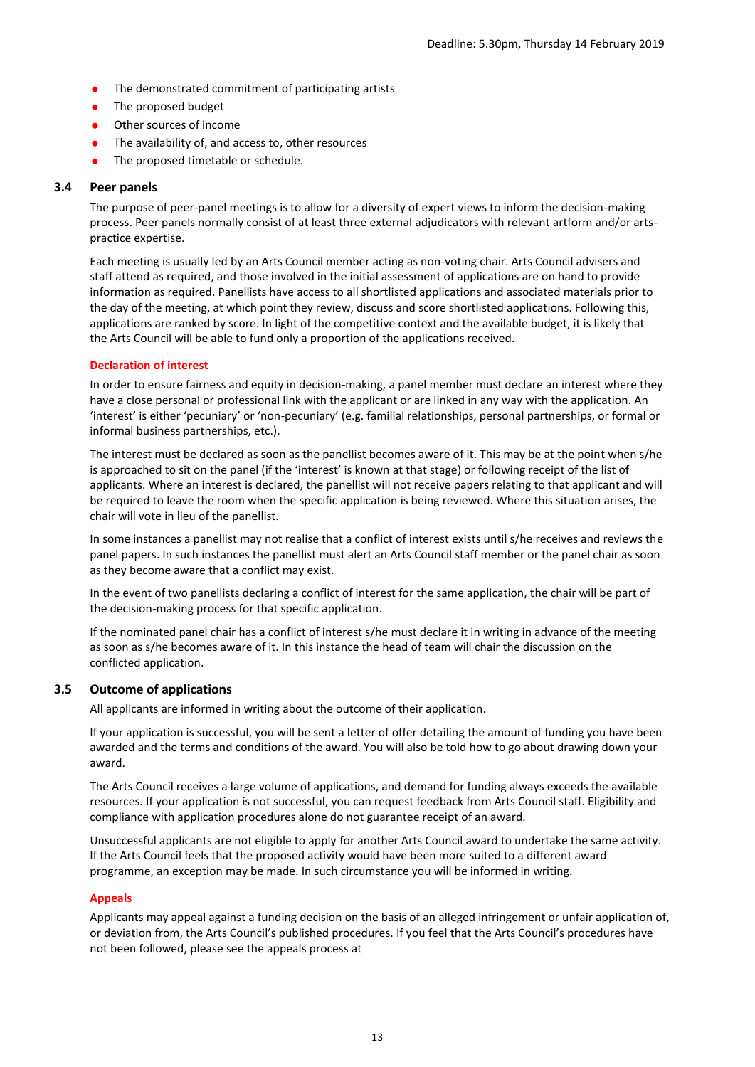- The demonstrated commitment of participating artists
- The proposed budget
- Other sources of income
- The availability of, and access to, other resources
- The proposed timetable or schedule.

## 3.4 Peer panels

The purpose of peer-panel meetings is to allow for a diversity of expert views to inform the decision-making process. Peer panels normally consist of at least three external adjudicators with relevant artform and/or arts-practice expertise.

Each meeting is usually led by an Arts Council member acting as non-voting chair. Arts Council advisers and staff attend as required, and those involved in the initial assessment of applications are on hand to provide information as required. Panellists have access to all shortlisted applications and associated materials prior to the day of the meeting, at which point they review, discuss and score shortlisted applications. Following this, applications are ranked by score. In light of the competitive context and the available budget, it is likely that the Arts Council will be able to fund only a proportion of the applications received.

### Declaration of interest

In order to ensure fairness and equity in decision-making, a panel member must declare an interest where they have a close personal or professional link with the applicant or are linked in any way with the application. An 'interest' is either 'pecuniary' or 'non-pecuniary' (e.g. familial relationships, personal partnerships, or formal or informal business partnerships, etc.).

The interest must be declared as soon as the panellist becomes aware of it. This may be at the point when s/he is approached to sit on the panel (if the 'interest' is known at that stage) or following receipt of the list of applicants. Where an interest is declared, the panellist will not receive papers relating to that applicant and will be required to leave the room when the specific application is being reviewed. Where this situation arises, the chair will vote in lieu of the panellist.

In some instances a panellist may not realise that a conflict of interest exists until s/he receives and reviews the panel papers. In such instances the panellist must alert an Arts Council staff member or the panel chair as soon as they become aware that a conflict may exist.

In the event of two panellists declaring a conflict of interest for the same application, the chair will be part of the decision-making process for that specific application.

If the nominated panel chair has a conflict of interest s/he must declare it in writing in advance of the meeting as soon as s/he becomes aware of it. In this instance the head of team will chair the discussion on the conflicted application.

## 3.5 Outcome of applications

All applicants are informed in writing about the outcome of their application.

If your application is successful, you will be sent a letter of offer detailing the amount of funding you have been awarded and the terms and conditions of the award. You will also be told how to go about drawing down your award.

The Arts Council receives a large volume of applications, and demand for funding always exceeds the available resources. If your application is not successful, you can request feedback from Arts Council staff. Eligibility and compliance with application procedures alone do not guarantee receipt of an award.

Unsuccessful applicants are not eligible to apply for another Arts Council award to undertake the same activity. If the Arts Council feels that the proposed activity would have been more suited to a different award programme, an exception may be made. In such circumstance you will be informed in writing.

### Appeals

Applicants may appeal against a funding decision on the basis of an alleged infringement or unfair application of, or deviation from, the Arts Council's published procedures. If you feel that the Arts Council's procedures have not been followed, please see the appeals process at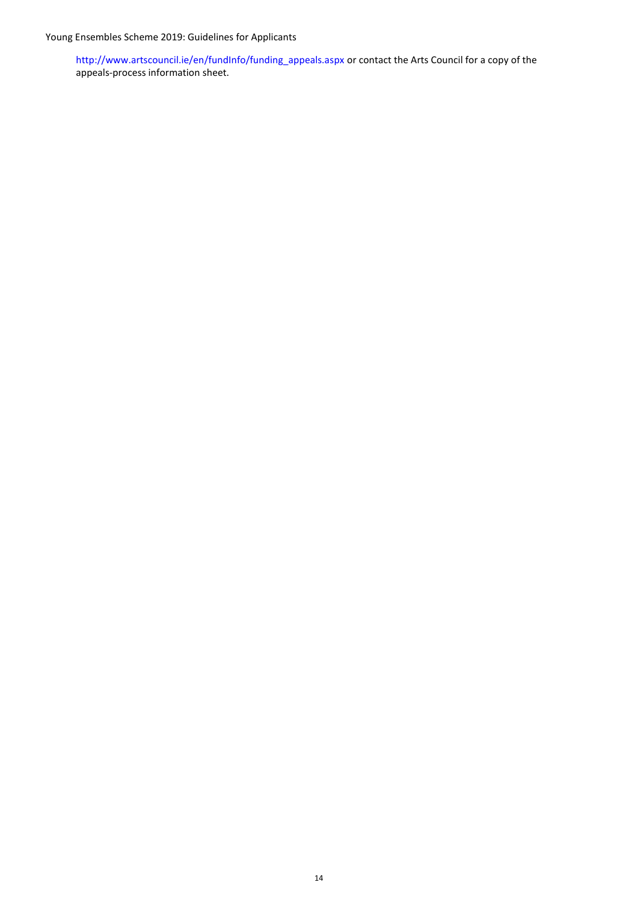http://www.artscouncil.ie/en/fundInfo/funding_appeals.aspx or contact the Arts Council for a copy of the appeals-process information sheet.